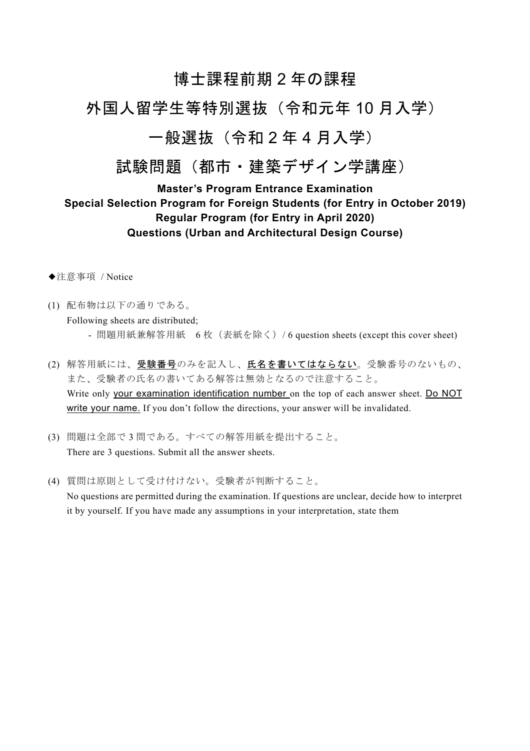# 博士課程前期２年の課程

# 外国人留学生等特別選抜（令和元年 10 月入学）

# 一般選抜（令和２年４月入学）

# 試験問題（都市・建築デザイン学講座）

**Master's Program Entrance Examination**
**Special Selection Program for Foreign Students (for Entry in October 2019)**
**Regular Program (for Entry in April 2020)**
**Questions (Urban and Architectural Design Course)**

◆注意事項 / Notice

(1) 配布物は以下の通りである。
Following sheets are distributed;
- 問題用紙兼解答用紙　6 枚（表紙を除く）/ 6 question sheets (except this cover sheet)

(2) 解答用紙には、受験番号のみを記入し、氏名を書いてはならない。受験番号のないもの、また、受験者の氏名の書いてある解答は無効となるので注意すること。
Write only your examination identification number on the top of each answer sheet. Do NOT write your name. If you don't follow the directions, your answer will be invalidated.

(3) 問題は全部で 3 問である。すべての解答用紙を提出すること。
There are 3 questions. Submit all the answer sheets.

(4) 質問は原則として受け付けない。受験者が判断すること。
No questions are permitted during the examination. If questions are unclear, decide how to interpret it by yourself. If you have made any assumptions in your interpretation, state them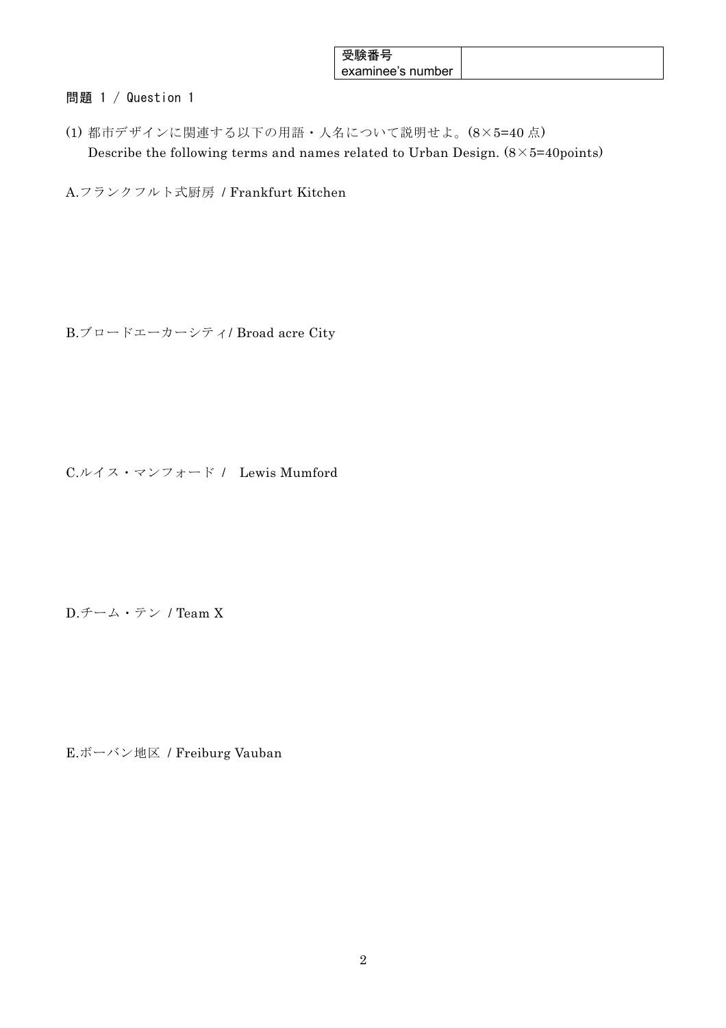| 受験番号 examinee's number | |
|---|---|

## 問題 1 / Question 1

(1) 都市デザインに関連する以下の用語・人名について説明せよ。(8×5=40 点)
Describe the following terms and names related to Urban Design. (8×5=40points)

A.フランクフルト式厨房 / Frankfurt Kitchen

B.ブロードエーカーシティ/ Broad acre City

C.ルイス・マンフォード / Lewis Mumford

D.チーム・テン / Team X

E.ボーバン地区 / Freiburg Vauban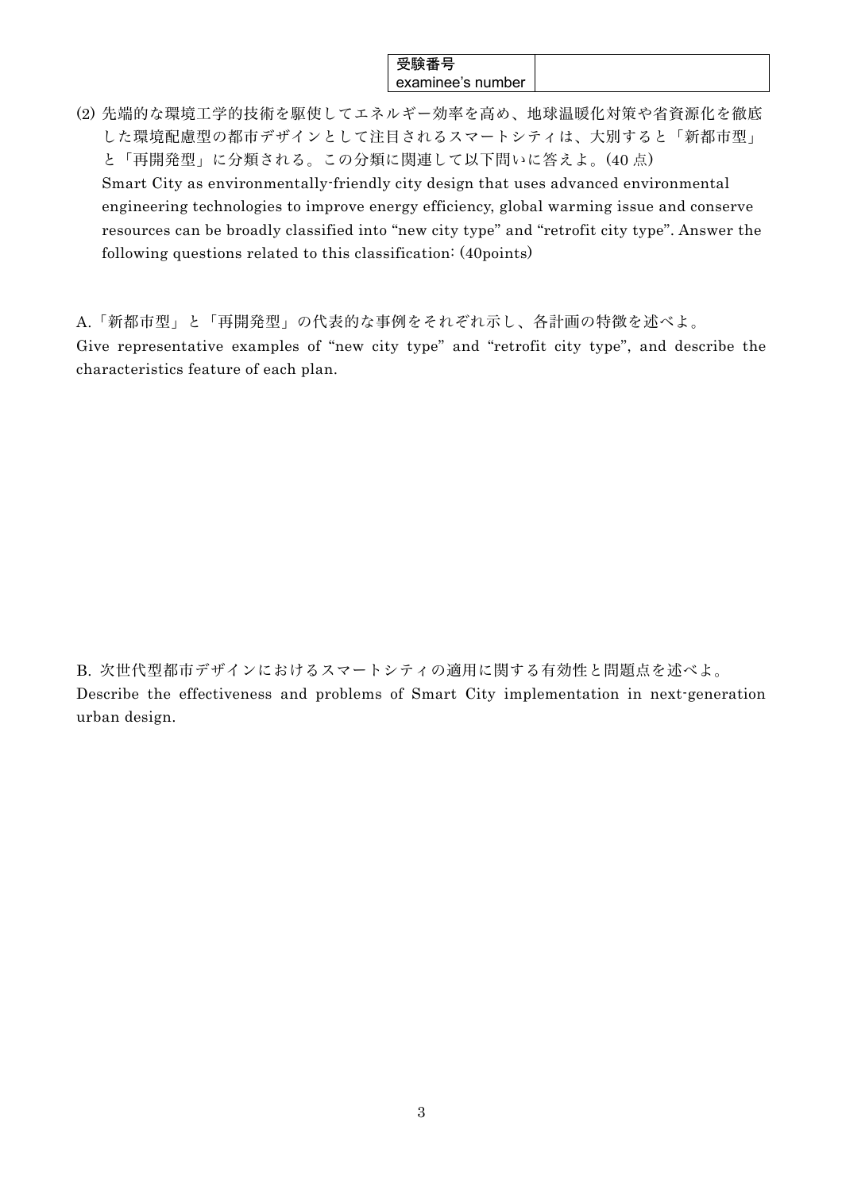| 受験番号 examinee's number | |
| --- | --- |

(2) 先端的な環境工学的技術を駆使してエネルギー効率を高め、地球温暖化対策や省資源化を徹底した環境配慮型の都市デザインとして注目されるスマートシティは、大別すると「新都市型」と「再開発型」に分類される。この分類に関連して以下問いに答えよ。(40 点)
Smart City as environmentally-friendly city design that uses advanced environmental engineering technologies to improve energy efficiency, global warming issue and conserve resources can be broadly classified into "new city type" and "retrofit city type". Answer the following questions related to this classification: (40points)

A.「新都市型」と「再開発型」の代表的な事例をそれぞれ示し、各計画の特徴を述べよ。
Give representative examples of "new city type" and "retrofit city type", and describe the characteristics feature of each plan.

B. 次世代型都市デザインにおけるスマートシティの適用に関する有効性と問題点を述べよ。
Describe the effectiveness and problems of Smart City implementation in next-generation urban design.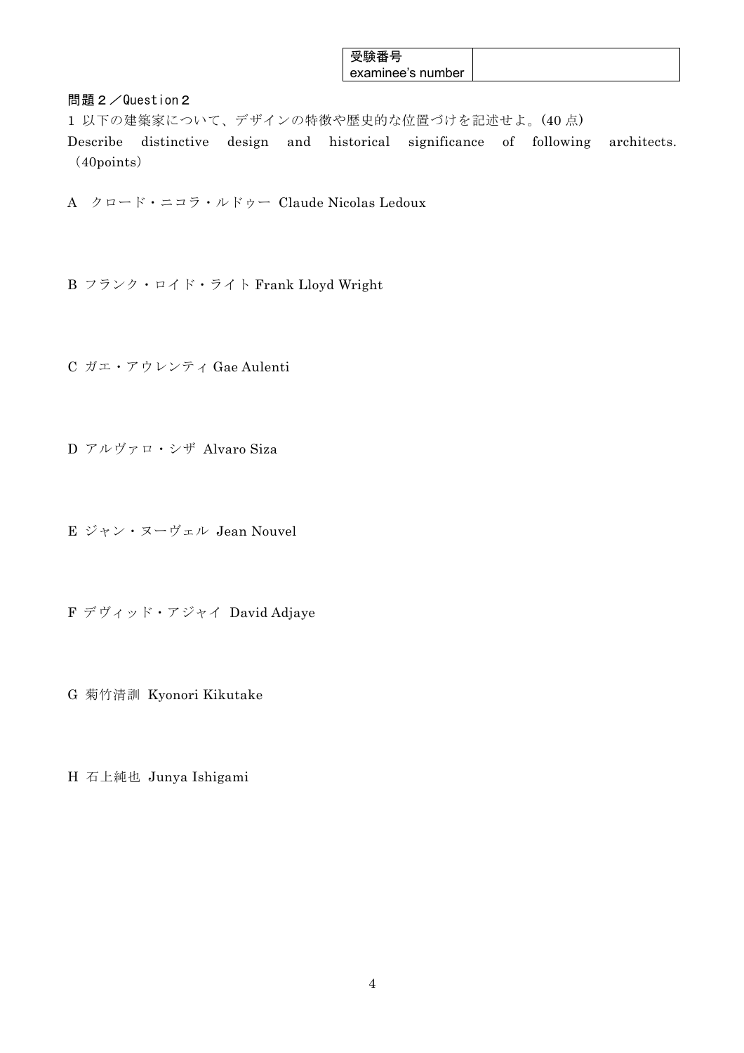| 受験番号 examinee's number | |
|---|---|

## 問題２／Question２

1 以下の建築家について、デザインの特徴や歴史的な位置づけを記述せよ。(40 点)
Describe distinctive design and historical significance of following architects. (40points)

A クロード・ニコラ・ルドゥー Claude Nicolas Ledoux

B フランク・ロイド・ライト Frank Lloyd Wright

C ガエ・アウレンティ Gae Aulenti

D アルヴァロ・シザ Alvaro Siza

E ジャン・ヌーヴェル Jean Nouvel

F デヴィッド・アジャイ David Adjaye

G 菊竹清訓 Kyonori Kikutake

H 石上純也 Junya Ishigami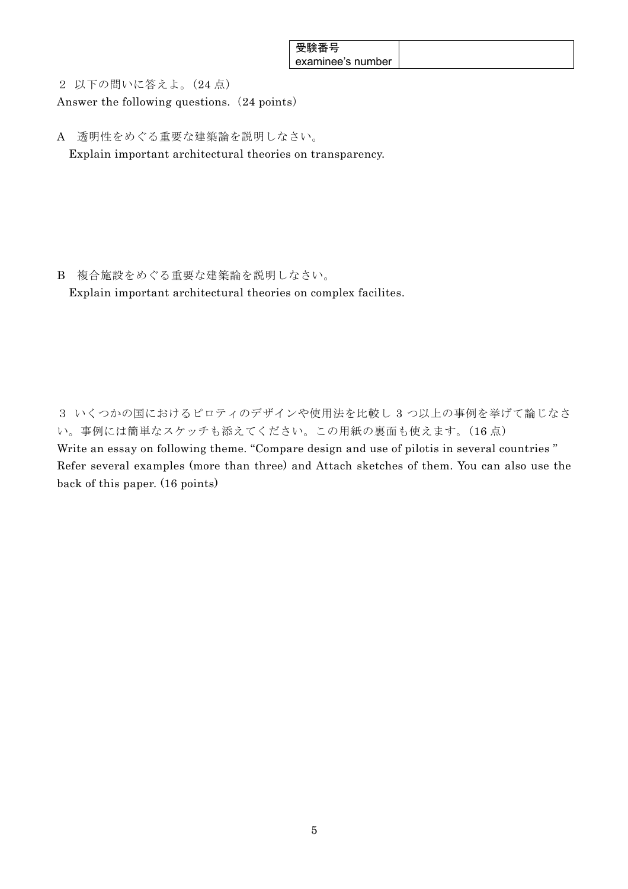| 受験番号<br>examinee's number | |
|---|---|

２ 以下の問いに答えよ。（24 点）
Answer the following questions.（24 points）

A 透明性をめぐる重要な建築論を説明しなさい。
Explain important architectural theories on transparency.

B 複合施設をめぐる重要な建築論を説明しなさい。
Explain important architectural theories on complex facilites.

３ いくつかの国におけるピロティのデザインや使用法を比較し 3 つ以上の事例を挙げて論じなさい。事例には簡単なスケッチも添えてください。この用紙の裏面も使えます。（16 点）
Write an essay on following theme. "Compare design and use of pilotis in several countries " Refer several examples (more than three) and Attach sketches of them. You can also use the back of this paper. (16 points)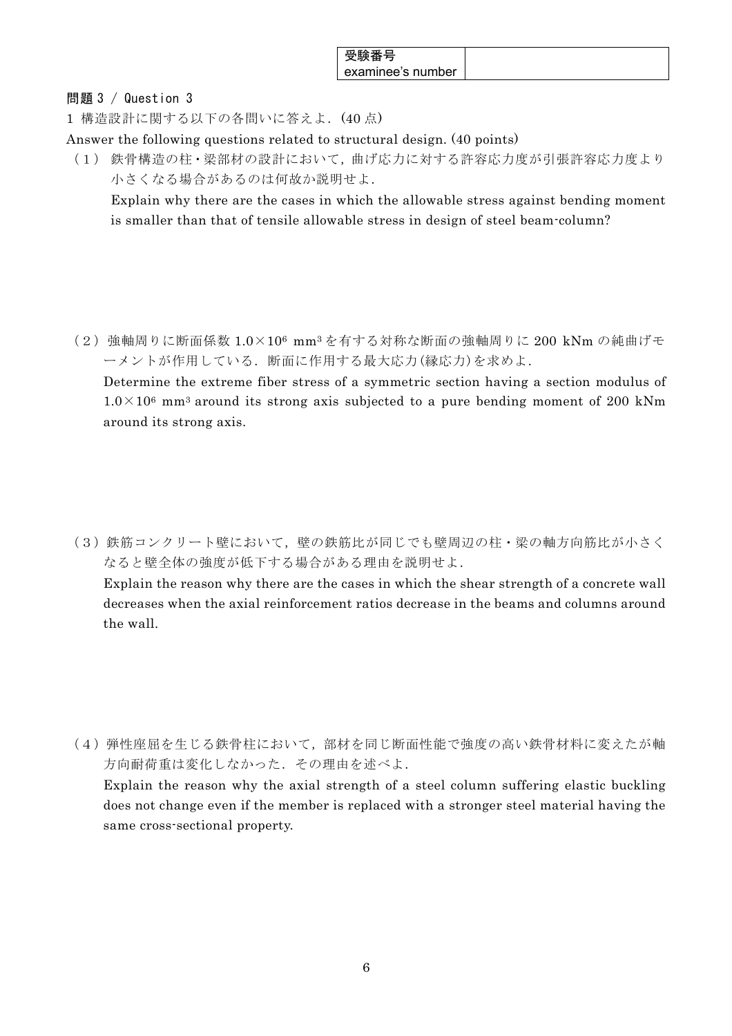| 受験番号<br>examinee's number | |
|---|---|

問題 3 / Question 3

1 構造設計に関する以下の各問いに答えよ．(40 点)

Answer the following questions related to structural design. (40 points)

（1） 鉄骨構造の柱・梁部材の設計において，曲げ応力に対する許容応力度が引張許容応力度より小さくなる場合があるのは何故か説明せよ．

Explain why there are the cases in which the allowable stress against bending moment is smaller than that of tensile allowable stress in design of steel beam-column?

（2） 強軸周りに断面係数 $1.0\times10^6$ $mm^3$ を有する対称な断面の強軸周りに 200 kNm の純曲げモーメントが作用している．断面に作用する最大応力(縁応力)を求めよ．

Determine the extreme fiber stress of a symmetric section having a section modulus of $1.0\times10^6$ $mm^3$ around its strong axis subjected to a pure bending moment of 200 kNm around its strong axis.

（3） 鉄筋コンクリート壁において，壁の鉄筋比が同じでも壁周辺の柱・梁の軸方向筋比が小さくなると壁全体の強度が低下する場合がある理由を説明せよ．

Explain the reason why there are the cases in which the shear strength of a concrete wall decreases when the axial reinforcement ratios decrease in the beams and columns around the wall.

（4） 弾性座屈を生じる鉄骨柱において，部材を同じ断面性能で強度の高い鉄骨材料に変えたが軸方向耐荷重は変化しなかった．その理由を述べよ．

Explain the reason why the axial strength of a steel column suffering elastic buckling does not change even if the member is replaced with a stronger steel material having the same cross-sectional property.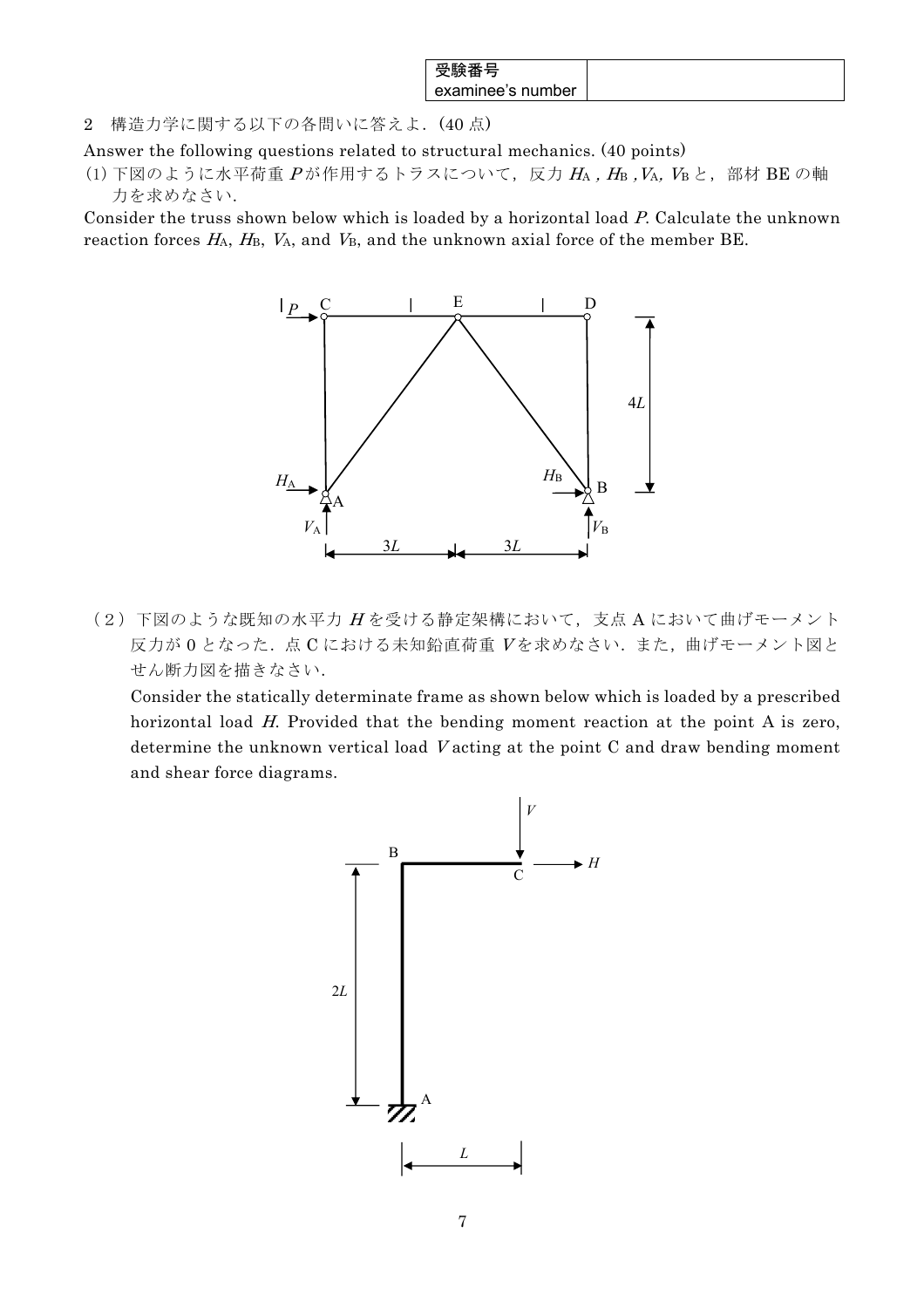| 受験番号 examinee's number | |
|---|---|

2　構造力学に関する以下の各問いに答えよ．(40 点)

Answer the following questions related to structural mechanics. (40 points)

(1) 下図のように水平荷重 $P$ が作用するトラスについて，反力 $H_A$ , $H_B$ , $V_A$, $V_B$ と，部材 BE の軸力を求めなさい．

Consider the truss shown below which is loaded by a horizontal load $P$. Calculate the unknown reaction forces $H_A$, $H_B$, $V_A$, and $V_B$, and the unknown axial force of the member BE.

$P$ C E D

4$L$

$H_A$ A $H_B$ B

$V_A$ $V_B$

3$L$ 3$L$

（2）下図のような既知の水平力 $H$ を受ける静定架構において，支点 A において曲げモーメント反力が 0 となった．点 C における未知鉛直荷重 $V$ を求めなさい．また，曲げモーメント図とせん断力図を描きなさい．

Consider the statically determinate frame as shown below which is loaded by a prescribed horizontal load $H$. Provided that the bending moment reaction at the point A is zero, determine the unknown vertical load $V$ acting at the point C and draw bending moment and shear force diagrams.

$V$

B C $H$

2$L$

A

$L$